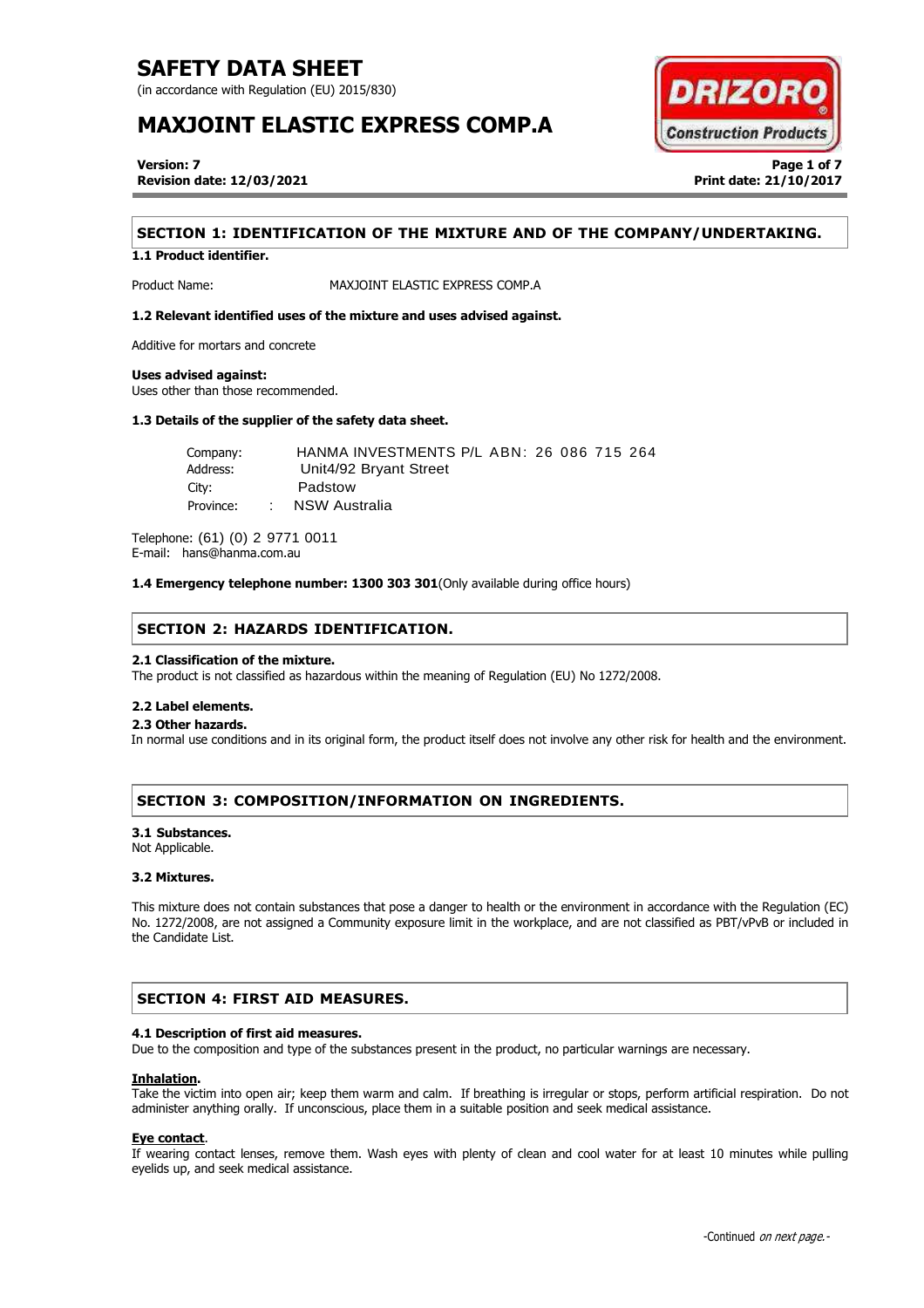# SAFETY DATA SHEET

(in accordance with Regulation (EU) 2015/830)

# MAXJOINT ELASTIC EXPRESS COMP.A

**Version: 7**
**Revision date: 12/03/2021**

**Print date: 21/10/2017**

## SECTION 1: IDENTIFICATION OF THE MIXTURE AND OF THE COMPANY/UNDERTAKING.

**1.1 Product identifier.**

Product Name: MAXJOINT ELASTIC EXPRESS COMP.A

**1.2 Relevant identified uses of the mixture and uses advised against.**

Additive for mortars and concrete

**Uses advised against:**
Uses other than those recommended.

**1.3 Details of the supplier of the safety data sheet.**

Company: HANMA INVESTMENTS P/L ABN: 26 086 715 264
Address: Unit4/92 Bryant Street
City: Padstow
Province: NSW Australia

Telephone: (61) (0) 2 9771 0011
E-mail: hans@hanma.com.au

**1.4 Emergency telephone number: 1300 303 301**(Only available during office hours)

## SECTION 2: HAZARDS IDENTIFICATION.

**2.1 Classification of the mixture.**
The product is not classified as hazardous within the meaning of Regulation (EU) No 1272/2008.

**2.2 Label elements.**

**2.3 Other hazards.**
In normal use conditions and in its original form, the product itself does not involve any other risk for health and the environment.

## SECTION 3: COMPOSITION/INFORMATION ON INGREDIENTS.

**3.1 Substances.**
Not Applicable.

**3.2 Mixtures.**

This mixture does not contain substances that pose a danger to health or the environment in accordance with the Regulation (EC) No. 1272/2008, are not assigned a Community exposure limit in the workplace, and are not classified as PBT/vPvB or included in the Candidate List.

## SECTION 4: FIRST AID MEASURES.

**4.1 Description of first aid measures.**
Due to the composition and type of the substances present in the product, no particular warnings are necessary.

**Inhalation.**
Take the victim into open air; keep them warm and calm. If breathing is irregular or stops, perform artificial respiration. Do not administer anything orally. If unconscious, place them in a suitable position and seek medical assistance.

**Eye contact.**
If wearing contact lenses, remove them. Wash eyes with plenty of clean and cool water for at least 10 minutes while pulling eyelids up, and seek medical assistance.

-Continued *on next page.*-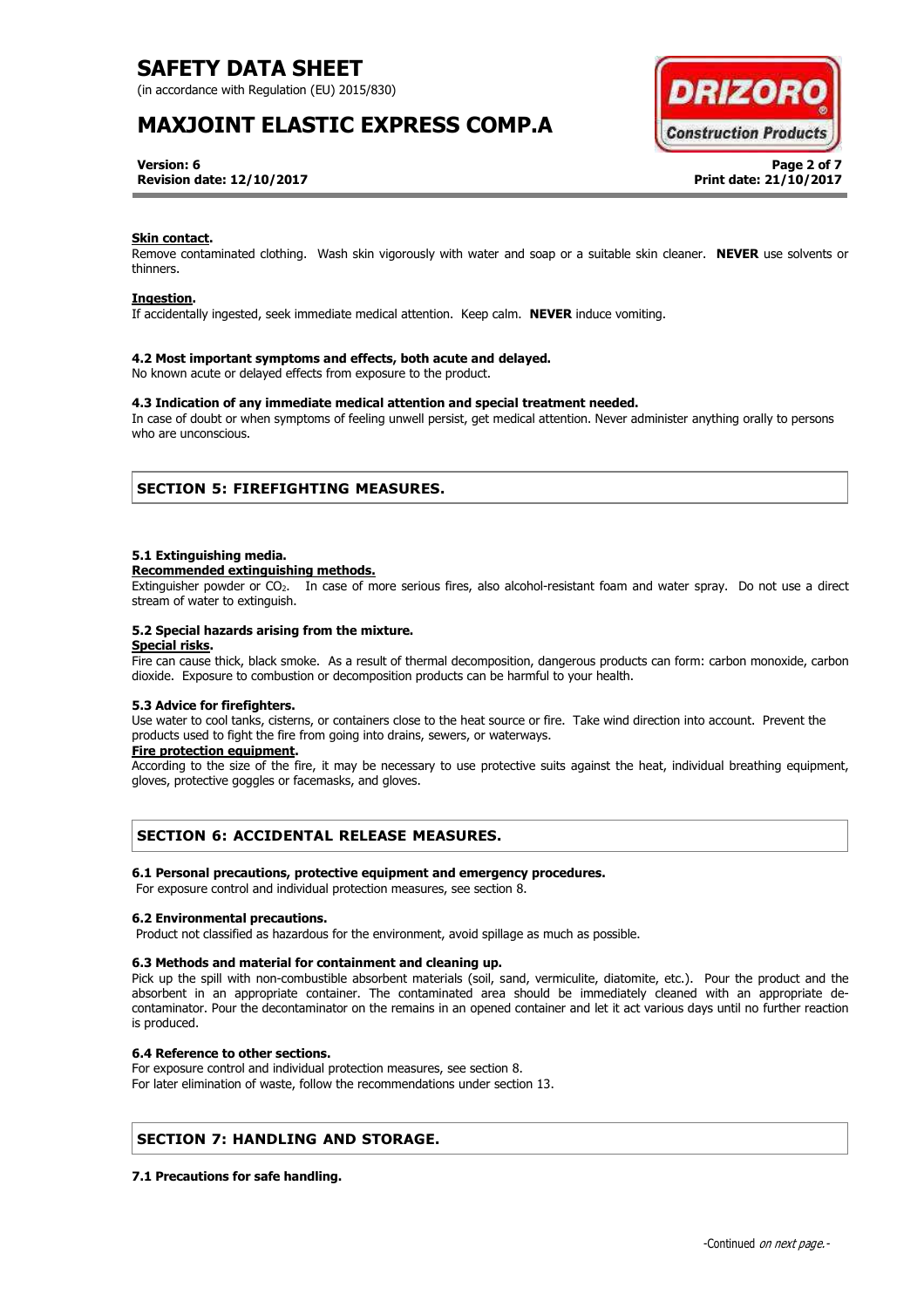**Skin contact.**
Remove contaminated clothing. Wash skin vigorously with water and soap or a suitable skin cleaner. **NEVER** use solvents or thinners.

**Ingestion.**
If accidentally ingested, seek immediate medical attention. Keep calm. **NEVER** induce vomiting.

**4.2 Most important symptoms and effects, both acute and delayed.**
No known acute or delayed effects from exposure to the product.

**4.3 Indication of any immediate medical attention and special treatment needed.**
In case of doubt or when symptoms of feeling unwell persist, get medical attention. Never administer anything orally to persons who are unconscious.

## SECTION 5: FIREFIGHTING MEASURES.

**5.1 Extinguishing media.**
**Recommended extinguishing methods.**
Extinguisher powder or $CO_2$. In case of more serious fires, also alcohol-resistant foam and water spray. Do not use a direct stream of water to extinguish.

**5.2 Special hazards arising from the mixture.**
**Special risks.**
Fire can cause thick, black smoke. As a result of thermal decomposition, dangerous products can form: carbon monoxide, carbon dioxide. Exposure to combustion or decomposition products can be harmful to your health.

**5.3 Advice for firefighters.**
Use water to cool tanks, cisterns, or containers close to the heat source or fire. Take wind direction into account. Prevent the products used to fight the fire from going into drains, sewers, or waterways.
**Fire protection equipment.**
According to the size of the fire, it may be necessary to use protective suits against the heat, individual breathing equipment, gloves, protective goggles or facemasks, and gloves.

## SECTION 6: ACCIDENTAL RELEASE MEASURES.

**6.1 Personal precautions, protective equipment and emergency procedures.**
For exposure control and individual protection measures, see section 8.

**6.2 Environmental precautions.**
Product not classified as hazardous for the environment, avoid spillage as much as possible.

**6.3 Methods and material for containment and cleaning up.**
Pick up the spill with non-combustible absorbent materials (soil, sand, vermiculite, diatomite, etc.). Pour the product and the absorbent in an appropriate container. The contaminated area should be immediately cleaned with an appropriate de-contaminator. Pour the decontaminator on the remains in an opened container and let it act various days until no further reaction is produced.

**6.4 Reference to other sections.**
For exposure control and individual protection measures, see section 8.
For later elimination of waste, follow the recommendations under section 13.

## SECTION 7: HANDLING AND STORAGE.

**7.1 Precautions for safe handling.**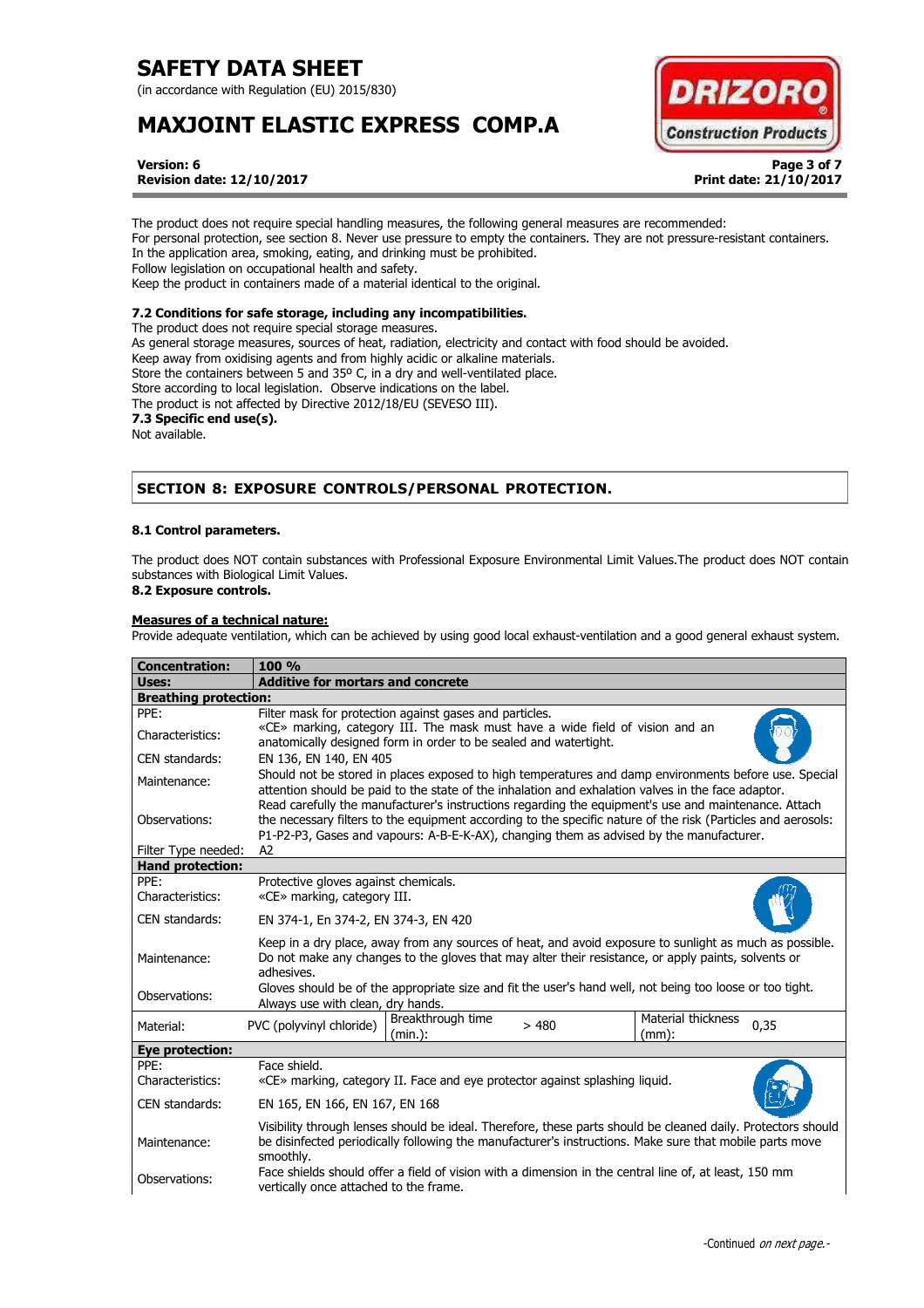The product does not require special handling measures, the following general measures are recommended:
For personal protection, see section 8. Never use pressure to empty the containers. They are not pressure-resistant containers.
In the application area, smoking, eating, and drinking must be prohibited.
Follow legislation on occupational health and safety.
Keep the product in containers made of a material identical to the original.

**7.2 Conditions for safe storage, including any incompatibilities.**
The product does not require special storage measures.
As general storage measures, sources of heat, radiation, electricity and contact with food should be avoided.
Keep away from oxidising agents and from highly acidic or alkaline materials.
Store the containers between 5 and 35º C, in a dry and well-ventilated place.
Store according to local legislation. Observe indications on the label.
The product is not affected by Directive 2012/18/EU (SEVESO III).
**7.3 Specific end use(s).**
Not available.

## SECTION 8: EXPOSURE CONTROLS/PERSONAL PROTECTION.

**8.1 Control parameters.**

The product does NOT contain substances with Professional Exposure Environmental Limit Values.The product does NOT contain substances with Biological Limit Values.
**8.2 Exposure controls.**

**Measures of a technical nature:**
Provide adequate ventilation, which can be achieved by using good local exhaust-ventilation and a good general exhaust system.

| **Concentration:** | **100 %** | | | | |
|---|---|---|---|---|---|
| **Uses:** | **Additive for mortars and concrete** | | | | |
| **Breathing protection:** | | | | | |
| PPE: | Filter mask for protection against gases and particles. | | | | |
| Characteristics: | «CE» marking, category III. The mask must have a wide field of vision and an anatomically designed form in order to be sealed and watertight. | | | | |
| CEN standards: | EN 136, EN 140, EN 405 | | | | |
| Maintenance: | Should not be stored in places exposed to high temperatures and damp environments before use. Special attention should be paid to the state of the inhalation and exhalation valves in the face adaptor. | | | | |
| Observations: | Read carefully the manufacturer's instructions regarding the equipment's use and maintenance. Attach the necessary filters to the equipment according to the specific nature of the risk (Particles and aerosols: P1-P2-P3, Gases and vapours: A-B-E-K-AX), changing them as advised by the manufacturer. | | | | |
| Filter Type needed: | A2 | | | | |
| **Hand protection:** | | | | | |
| PPE: | Protective gloves against chemicals. | | | | |
| Characteristics: | «CE» marking, category III. | | | | |
| CEN standards: | EN 374-1, En 374-2, EN 374-3, EN 420 | | | | |
| Maintenance: | Keep in a dry place, away from any sources of heat, and avoid exposure to sunlight as much as possible. Do not make any changes to the gloves that may alter their resistance, or apply paints, solvents or adhesives. | | | | |
| Observations: | Gloves should be of the appropriate size and fit the user's hand well, not being too loose or too tight. Always use with clean, dry hands. | | | | |
| Material: | PVC (polyvinyl chloride) | Breakthrough time (min.): | > 480 | Material thickness (mm): | 0,35 |
| **Eye protection:** | | | | | |
| PPE: | Face shield. | | | | |
| Characteristics: | «CE» marking, category II. Face and eye protector against splashing liquid. | | | | |
| CEN standards: | EN 165, EN 166, EN 167, EN 168 | | | | |
| Maintenance: | Visibility through lenses should be ideal. Therefore, these parts should be cleaned daily. Protectors should be disinfected periodically following the manufacturer's instructions. Make sure that mobile parts move smoothly. | | | | |
| Observations: | Face shields should offer a field of vision with a dimension in the central line of, at least, 150 mm vertically once attached to the frame. | | | | |

-Continued *on next page.*-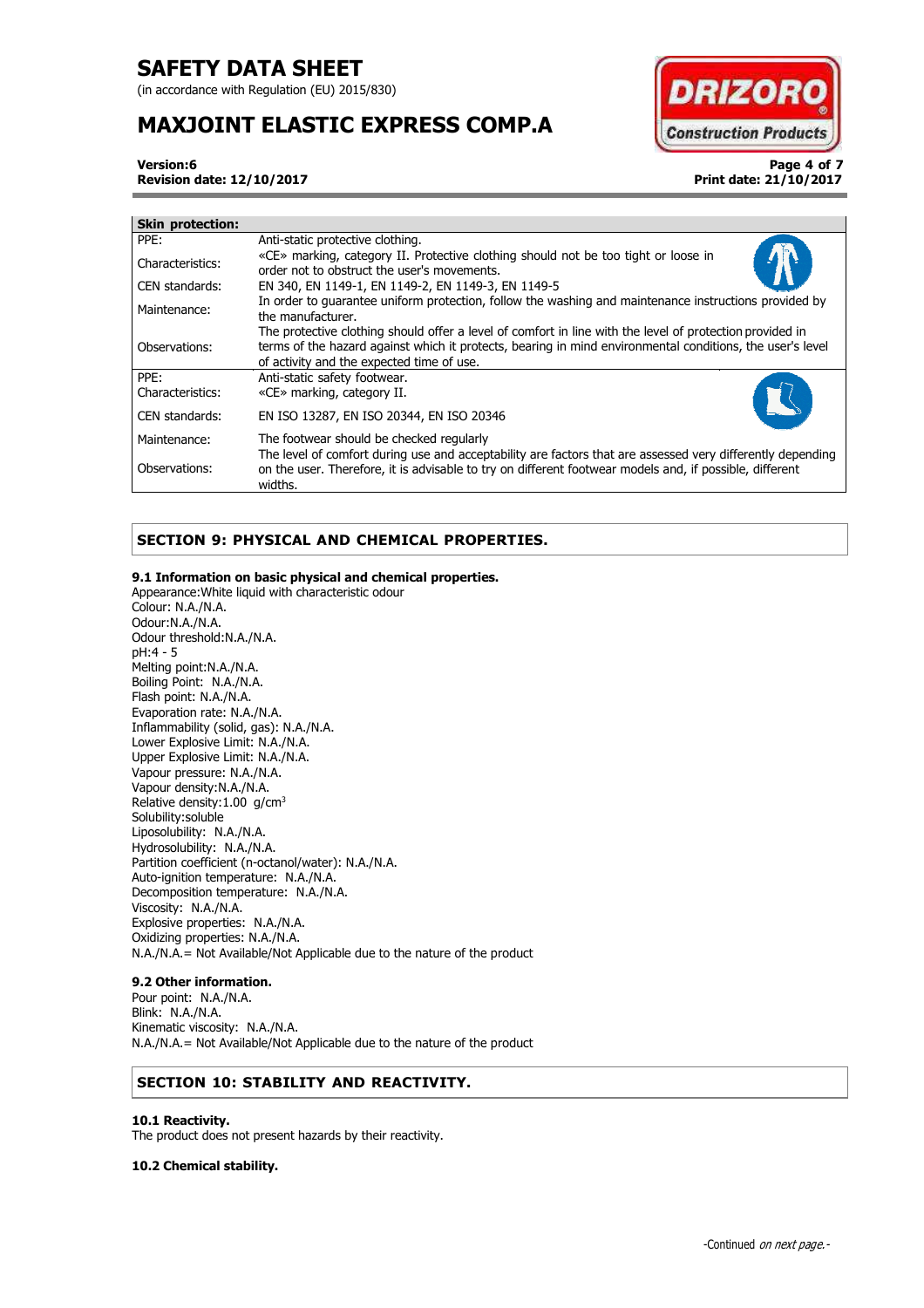| Skin protection: | |
|---|---|
| PPE: | Anti-static protective clothing. |
| Characteristics: | «CE» marking, category II. Protective clothing should not be too tight or loose in order not to obstruct the user's movements. |
| CEN standards: | EN 340, EN 1149-1, EN 1149-2, EN 1149-3, EN 1149-5 |
| Maintenance: | In order to guarantee uniform protection, follow the washing and maintenance instructions provided by the manufacturer. |
| Observations: | The protective clothing should offer a level of comfort in line with the level of protection provided in terms of the hazard against which it protects, bearing in mind environmental conditions, the user's level of activity and the expected time of use. |
| PPE: | Anti-static safety footwear. |
| Characteristics: | «CE» marking, category II. |
| CEN standards: | EN ISO 13287, EN ISO 20344, EN ISO 20346 |
| Maintenance: | The footwear should be checked regularly |
| Observations: | The level of comfort during use and acceptability are factors that are assessed very differently depending on the user. Therefore, it is advisable to try on different footwear models and, if possible, different widths. |

## SECTION 9: PHYSICAL AND CHEMICAL PROPERTIES.

### 9.1 Information on basic physical and chemical properties.

Appearance:White liquid with characteristic odour
Colour: N.A./N.A.
Odour:N.A./N.A.
Odour threshold:N.A./N.A.
pH:4 - 5
Melting point:N.A./N.A.
Boiling Point: N.A./N.A.
Flash point: N.A./N.A.
Evaporation rate: N.A./N.A.
Inflammability (solid, gas): N.A./N.A.
Lower Explosive Limit: N.A./N.A.
Upper Explosive Limit: N.A./N.A.
Vapour pressure: N.A./N.A.
Vapour density:N.A./N.A.
Relative density:1.00 g/cm$^3$
Solubility:soluble
Liposolubility: N.A./N.A.
Hydrosolubility: N.A./N.A.
Partition coefficient (n-octanol/water): N.A./N.A.
Auto-ignition temperature: N.A./N.A.
Decomposition temperature: N.A./N.A.
Viscosity: N.A./N.A.
Explosive properties: N.A./N.A.
Oxidizing properties: N.A./N.A.
N.A./N.A.= Not Available/Not Applicable due to the nature of the product

### 9.2 Other information.

Pour point: N.A./N.A.
Blink: N.A./N.A.
Kinematic viscosity: N.A./N.A.
N.A./N.A.= Not Available/Not Applicable due to the nature of the product

## SECTION 10: STABILITY AND REACTIVITY.

### 10.1 Reactivity.

The product does not present hazards by their reactivity.

### 10.2 Chemical stability.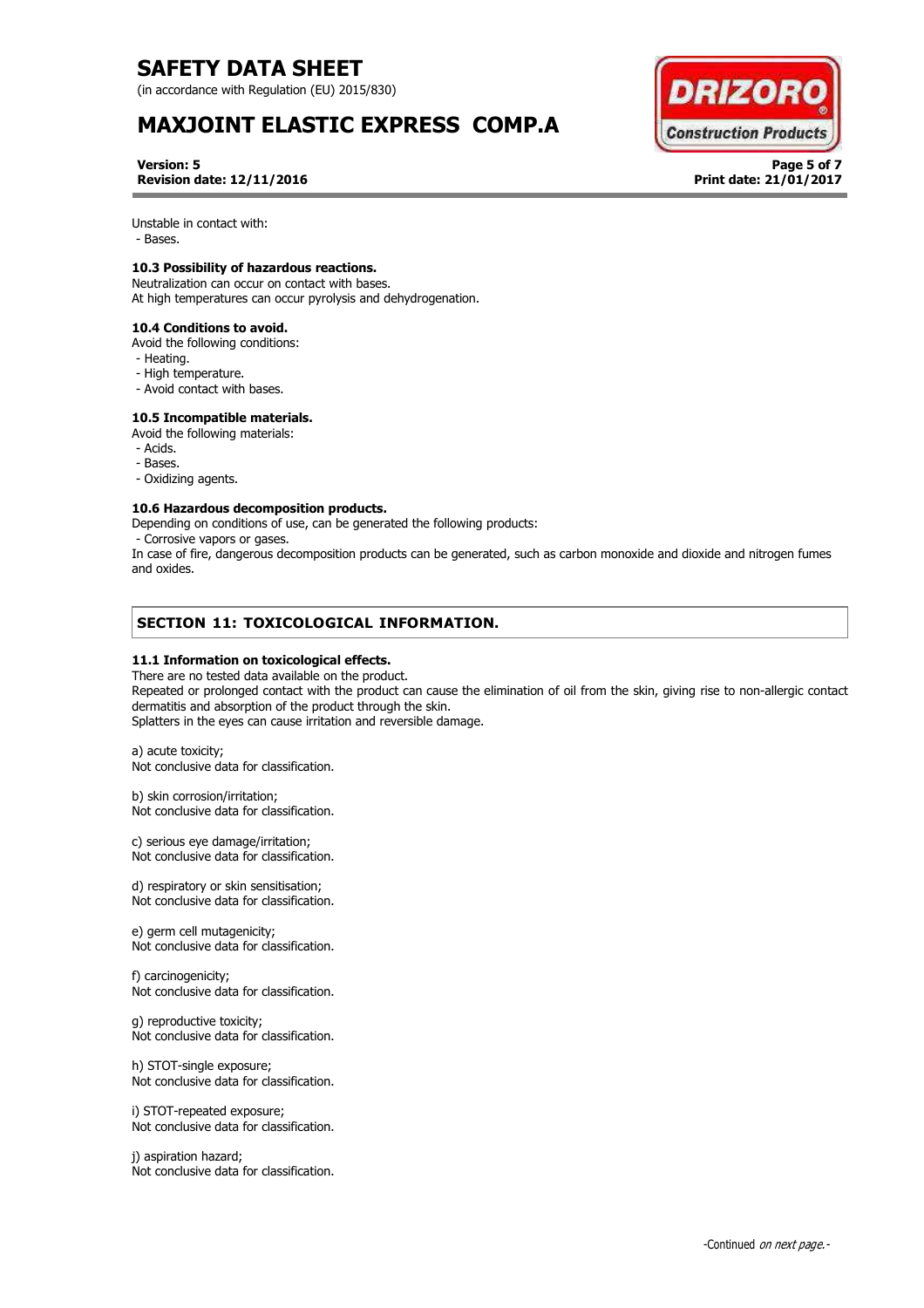Unstable in contact with:
- Bases.

**10.3 Possibility of hazardous reactions.**

Neutralization can occur on contact with bases.
At high temperatures can occur pyrolysis and dehydrogenation.

**10.4 Conditions to avoid.**

Avoid the following conditions:
- Heating.
- High temperature.
- Avoid contact with bases.

**10.5 Incompatible materials.**

Avoid the following materials:
- Acids.
- Bases.
- Oxidizing agents.

**10.6 Hazardous decomposition products.**

Depending on conditions of use, can be generated the following products:
- Corrosive vapors or gases.

In case of fire, dangerous decomposition products can be generated, such as carbon monoxide and dioxide and nitrogen fumes and oxides.

## SECTION 11: TOXICOLOGICAL INFORMATION.

**11.1 Information on toxicological effects.**

There are no tested data available on the product.
Repeated or prolonged contact with the product can cause the elimination of oil from the skin, giving rise to non-allergic contact dermatitis and absorption of the product through the skin.
Splatters in the eyes can cause irritation and reversible damage.

a) acute toxicity;
Not conclusive data for classification.

b) skin corrosion/irritation;
Not conclusive data for classification.

c) serious eye damage/irritation;
Not conclusive data for classification.

d) respiratory or skin sensitisation;
Not conclusive data for classification.

e) germ cell mutagenicity;
Not conclusive data for classification.

f) carcinogenicity;
Not conclusive data for classification.

g) reproductive toxicity;
Not conclusive data for classification.

h) STOT-single exposure;
Not conclusive data for classification.

i) STOT-repeated exposure;
Not conclusive data for classification.

j) aspiration hazard;
Not conclusive data for classification.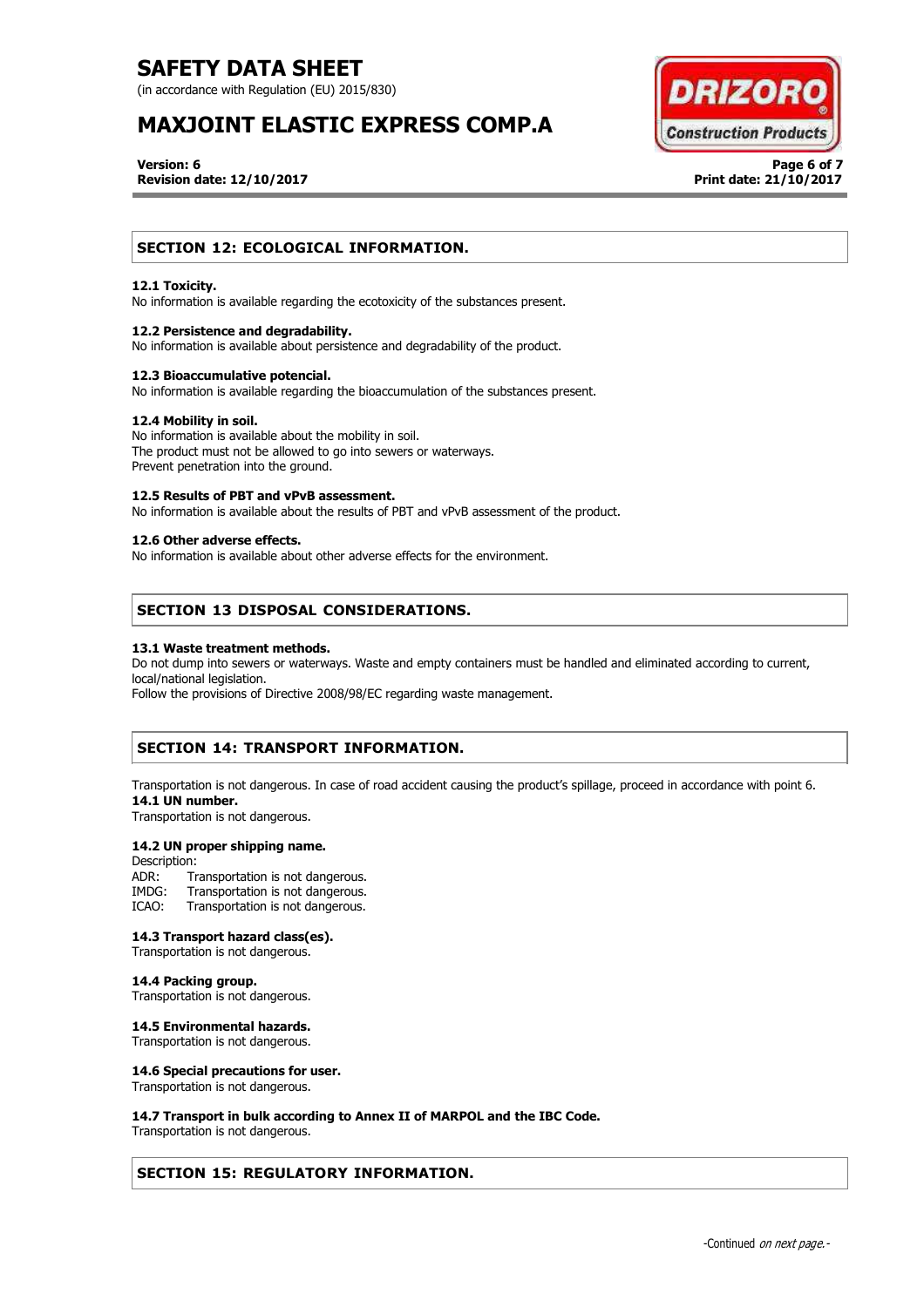## SECTION 12: ECOLOGICAL INFORMATION.

**12.1 Toxicity.**
No information is available regarding the ecotoxicity of the substances present.

**12.2 Persistence and degradability.**
No information is available about persistence and degradability of the product.

**12.3 Bioaccumulative potencial.**
No information is available regarding the bioaccumulation of the substances present.

**12.4 Mobility in soil.**
No information is available about the mobility in soil.
The product must not be allowed to go into sewers or waterways.
Prevent penetration into the ground.

**12.5 Results of PBT and vPvB assessment.**
No information is available about the results of PBT and vPvB assessment of the product.

**12.6 Other adverse effects.**
No information is available about other adverse effects for the environment.

## SECTION 13 DISPOSAL CONSIDERATIONS.

**13.1 Waste treatment methods.**
Do not dump into sewers or waterways. Waste and empty containers must be handled and eliminated according to current, local/national legislation.
Follow the provisions of Directive 2008/98/EC regarding waste management.

## SECTION 14: TRANSPORT INFORMATION.

Transportation is not dangerous. In case of road accident causing the product's spillage, proceed in accordance with point 6.

**14.1 UN number.**
Transportation is not dangerous.

**14.2 UN proper shipping name.**
Description:
ADR: Transportation is not dangerous.
IMDG: Transportation is not dangerous.
ICAO: Transportation is not dangerous.

**14.3 Transport hazard class(es).**
Transportation is not dangerous.

**14.4 Packing group.**
Transportation is not dangerous.

**14.5 Environmental hazards.**
Transportation is not dangerous.

**14.6 Special precautions for user.**
Transportation is not dangerous.

**14.7 Transport in bulk according to Annex II of MARPOL and the IBC Code.**
Transportation is not dangerous.

## SECTION 15: REGULATORY INFORMATION.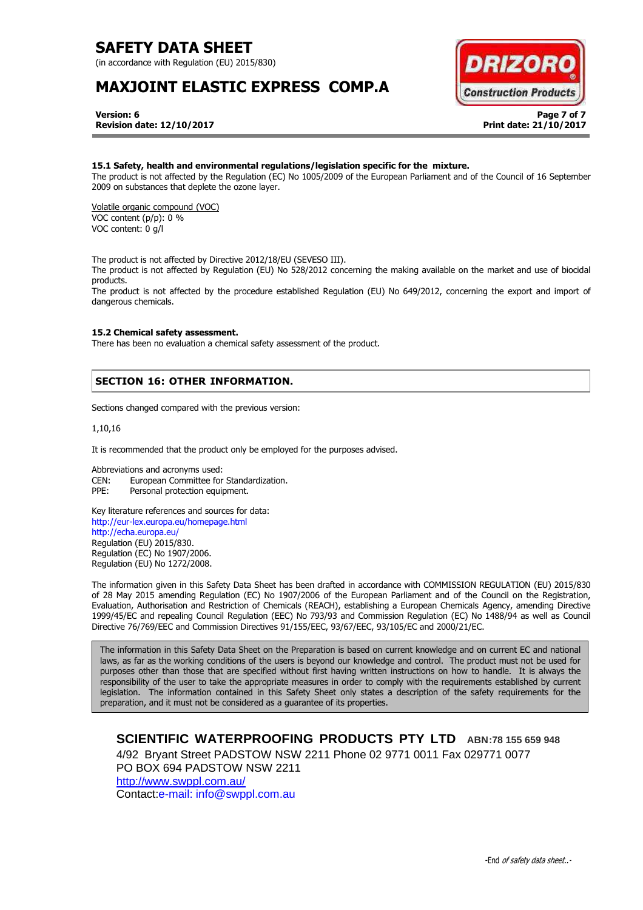**15.1 Safety, health and environmental regulations/legislation specific for the mixture.**
The product is not affected by the Regulation (EC) No 1005/2009 of the European Parliament and of the Council of 16 September 2009 on substances that deplete the ozone layer.

Volatile organic compound (VOC)
VOC content (p/p): 0 %
VOC content: 0 g/l

The product is not affected by Directive 2012/18/EU (SEVESO III).
The product is not affected by Regulation (EU) No 528/2012 concerning the making available on the market and use of biocidal products.
The product is not affected by the procedure established Regulation (EU) No 649/2012, concerning the export and import of dangerous chemicals.

**15.2 Chemical safety assessment.**
There has been no evaluation a chemical safety assessment of the product.

## SECTION 16: OTHER INFORMATION.

Sections changed compared with the previous version:

1,10,16

It is recommended that the product only be employed for the purposes advised.

Abbreviations and acronyms used:
CEN: European Committee for Standardization.
PPE: Personal protection equipment.

Key literature references and sources for data:
http://eur-lex.europa.eu/homepage.html
http://echa.europa.eu/
Regulation (EU) 2015/830.
Regulation (EC) No 1907/2006.
Regulation (EU) No 1272/2008.

The information given in this Safety Data Sheet has been drafted in accordance with COMMISSION REGULATION (EU) 2015/830 of 28 May 2015 amending Regulation (EC) No 1907/2006 of the European Parliament and of the Council on the Registration, Evaluation, Authorisation and Restriction of Chemicals (REACH), establishing a European Chemicals Agency, amending Directive 1999/45/EC and repealing Council Regulation (EEC) No 793/93 and Commission Regulation (EC) No 1488/94 as well as Council Directive 76/769/EEC and Commission Directives 91/155/EEC, 93/67/EEC, 93/105/EC and 2000/21/EC.

The information in this Safety Data Sheet on the Preparation is based on current knowledge and on current EC and national laws, as far as the working conditions of the users is beyond our knowledge and control. The product must not be used for purposes other than those that are specified without first having written instructions on how to handle. It is always the responsibility of the user to take the appropriate measures in order to comply with the requirements established by current legislation. The information contained in this Safety Sheet only states a description of the safety requirements for the preparation, and it must not be considered as a guarantee of its properties.

**SCIENTIFIC WATERPROOFING PRODUCTS PTY LTD** **ABN:78 155 659 948**
4/92 Bryant Street PADSTOW NSW 2211 Phone 02 9771 0011 Fax 029771 0077
PO BOX 694 PADSTOW NSW 2211
http://www.swppl.com.au/
Contact:e-mail: info@swppl.com.au

-End *of safety data sheet..-*